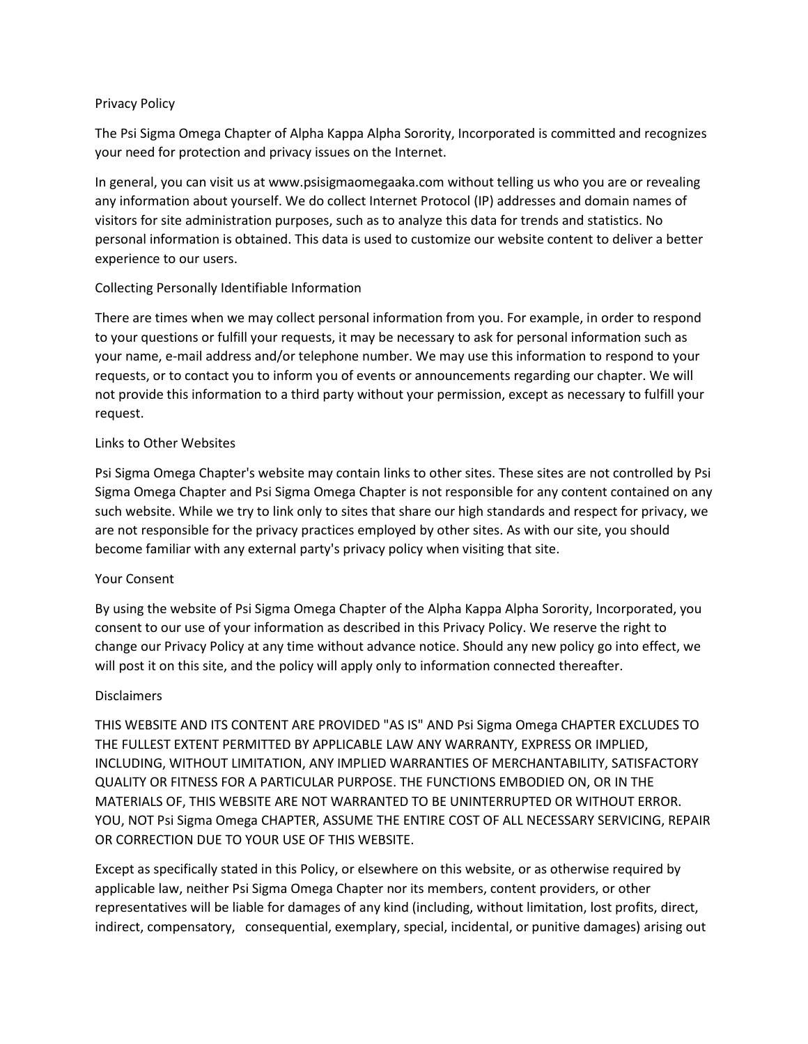# Privacy Policy

The Psi Sigma Omega Chapter of Alpha Kappa Alpha Sorority, Incorporated is committed and recognizes your need for protection and privacy issues on the Internet.

In general, you can visit us at www.psisigmaomegaaka.com without telling us who you are or revealing any information about yourself. We do collect Internet Protocol (IP) addresses and domain names of visitors for site administration purposes, such as to analyze this data for trends and statistics. No personal information is obtained. This data is used to customize our website content to deliver a better experience to our users.

## Collecting Personally Identifiable Information

There are times when we may collect personal information from you. For example, in order to respond to your questions or fulfill your requests, it may be necessary to ask for personal information such as your name, e-mail address and/or telephone number. We may use this information to respond to your requests, or to contact you to inform you of events or announcements regarding our chapter. We will not provide this information to a third party without your permission, except as necessary to fulfill your request.

## Links to Other Websites

Psi Sigma Omega Chapter's website may contain links to other sites. These sites are not controlled by Psi Sigma Omega Chapter and Psi Sigma Omega Chapter is not responsible for any content contained on any such website. While we try to link only to sites that share our high standards and respect for privacy, we are not responsible for the privacy practices employed by other sites. As with our site, you should become familiar with any external party's privacy policy when visiting that site.

## Your Consent

By using the website of Psi Sigma Omega Chapter of the Alpha Kappa Alpha Sorority, Incorporated, you consent to our use of your information as described in this Privacy Policy. We reserve the right to change our Privacy Policy at any time without advance notice. Should any new policy go into effect, we will post it on this site, and the policy will apply only to information connected thereafter.

## Disclaimers

THIS WEBSITE AND ITS CONTENT ARE PROVIDED "AS IS" AND Psi Sigma Omega CHAPTER EXCLUDES TO THE FULLEST EXTENT PERMITTED BY APPLICABLE LAW ANY WARRANTY, EXPRESS OR IMPLIED, INCLUDING, WITHOUT LIMITATION, ANY IMPLIED WARRANTIES OF MERCHANTABILITY, SATISFACTORY QUALITY OR FITNESS FOR A PARTICULAR PURPOSE. THE FUNCTIONS EMBODIED ON, OR IN THE MATERIALS OF, THIS WEBSITE ARE NOT WARRANTED TO BE UNINTERRUPTED OR WITHOUT ERROR. YOU, NOT Psi Sigma Omega CHAPTER, ASSUME THE ENTIRE COST OF ALL NECESSARY SERVICING, REPAIR OR CORRECTION DUE TO YOUR USE OF THIS WEBSITE.

Except as specifically stated in this Policy, or elsewhere on this website, or as otherwise required by applicable law, neither Psi Sigma Omega Chapter nor its members, content providers, or other representatives will be liable for damages of any kind (including, without limitation, lost profits, direct, indirect, compensatory, consequential, exemplary, special, incidental, or punitive damages) arising out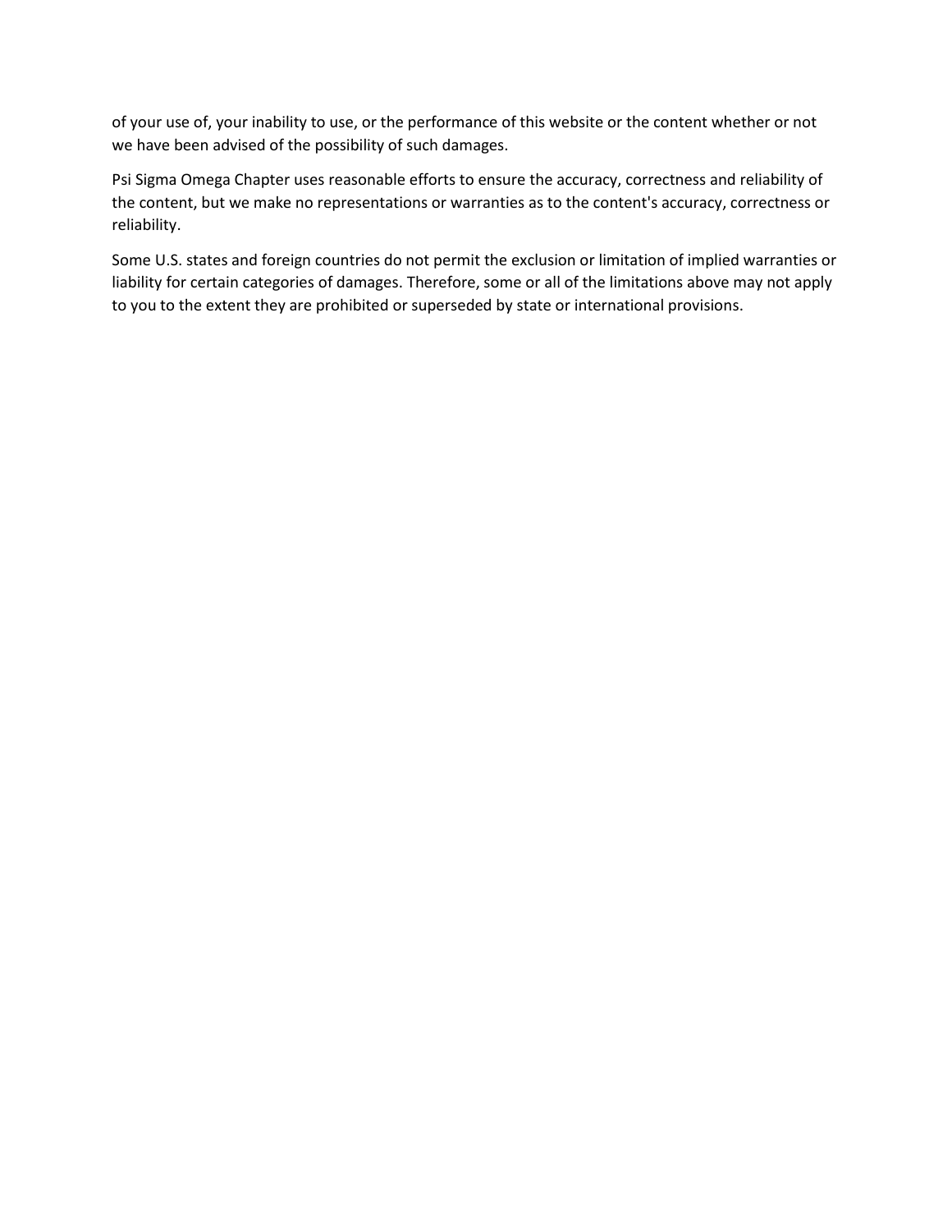of your use of, your inability to use, or the performance of this website or the content whether or not we have been advised of the possibility of such damages.

Psi Sigma Omega Chapter uses reasonable efforts to ensure the accuracy, correctness and reliability of the content, but we make no representations or warranties as to the content's accuracy, correctness or reliability.

Some U.S. states and foreign countries do not permit the exclusion or limitation of implied warranties or liability for certain categories of damages. Therefore, some or all of the limitations above may not apply to you to the extent they are prohibited or superseded by state or international provisions.